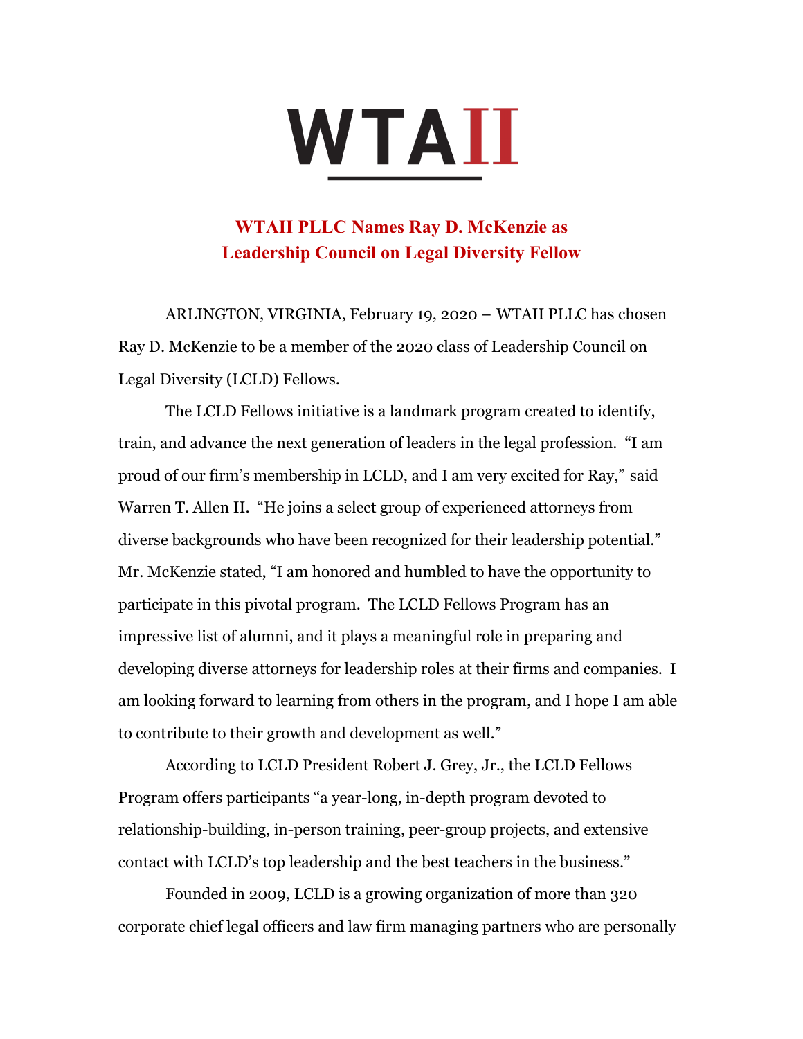# WTAII

## WTAII PLLC Names Ray D. McKenzie as Leadership Council on Legal Diversity Fellow

ARLINGTON, VIRGINIA, February 19, 2020 – WTAII PLLC has chosen Ray D. McKenzie to be a member of the 2020 class of Leadership Council on Legal Diversity (LCLD) Fellows.

The LCLD Fellows initiative is a landmark program created to identify, train, and advance the next generation of leaders in the legal profession. "I am proud of our firm's membership in LCLD, and I am very excited for Ray," said Warren T. Allen II. "He joins a select group of experienced attorneys from diverse backgrounds who have been recognized for their leadership potential." Mr. McKenzie stated, "I am honored and humbled to have the opportunity to participate in this pivotal program. The LCLD Fellows Program has an impressive list of alumni, and it plays a meaningful role in preparing and developing diverse attorneys for leadership roles at their firms and companies. I am looking forward to learning from others in the program, and I hope I am able to contribute to their growth and development as well."

According to LCLD President Robert J. Grey, Jr., the LCLD Fellows Program offers participants "a year-long, in-depth program devoted to relationship-building, in-person training, peer-group projects, and extensive contact with LCLD's top leadership and the best teachers in the business."

Founded in 2009, LCLD is a growing organization of more than 320 corporate chief legal officers and law firm managing partners who are personally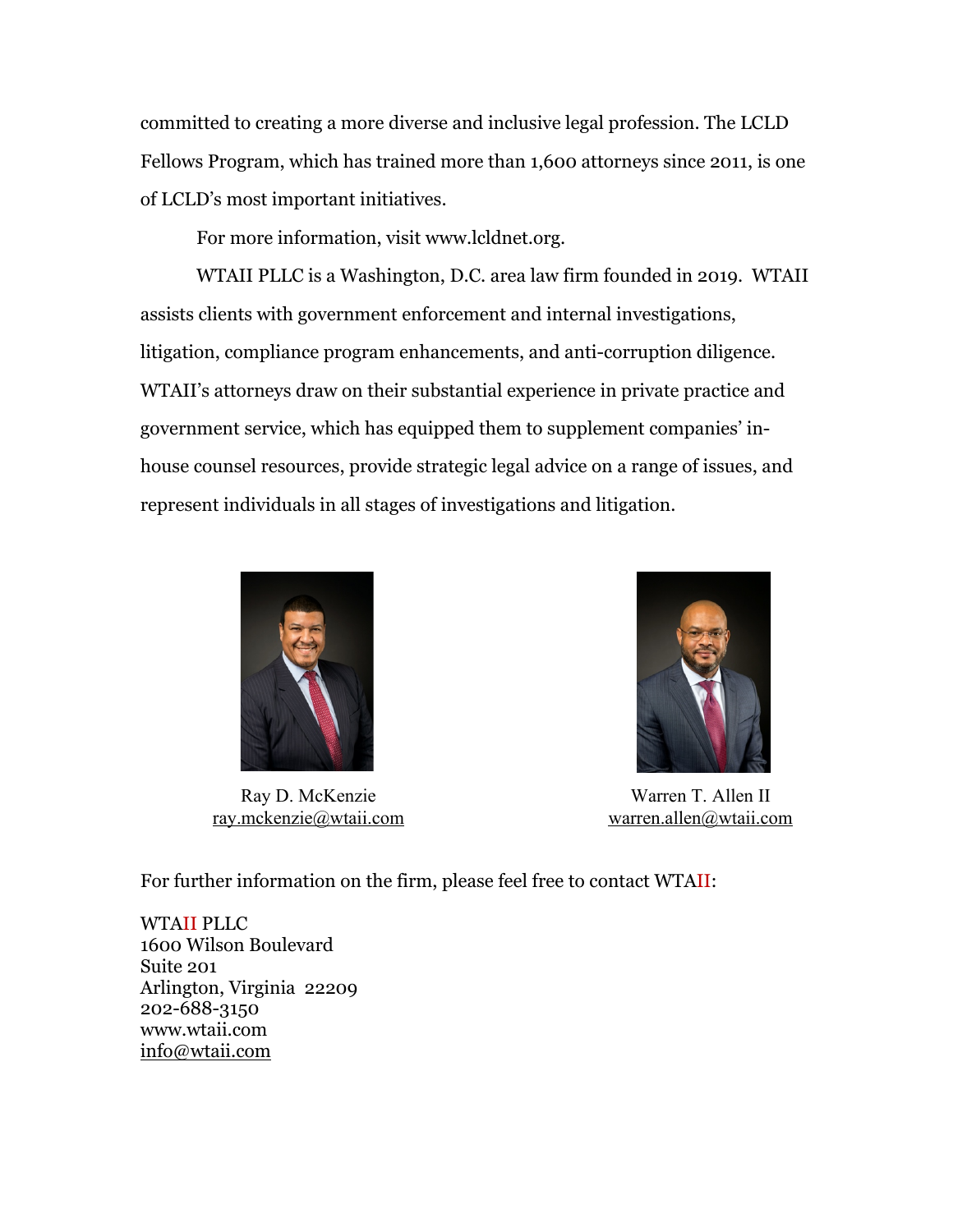committed to creating a more diverse and inclusive legal profession. The LCLD Fellows Program, which has trained more than 1,600 attorneys since 2011, is one of LCLD's most important initiatives.

For more information, visit www.lcldnet.org.

WTAII PLLC is a Washington, D.C. area law firm founded in 2019. WTAII assists clients with government enforcement and internal investigations, litigation, compliance program enhancements, and anti-corruption diligence. WTAII's attorneys draw on their substantial experience in private practice and government service, which has equipped them to supplement companies' in-house counsel resources, provide strategic legal advice on a range of issues, and represent individuals in all stages of investigations and litigation.

Ray D. McKenzie
ray.mckenzie@wtaii.com

Warren T. Allen II
warren.allen@wtaii.com

For further information on the firm, please feel free to contact WTAII:

WTAII PLLC
1600 Wilson Boulevard
Suite 201
Arlington, Virginia 22209
202-688-3150
www.wtaii.com
info@wtaii.com